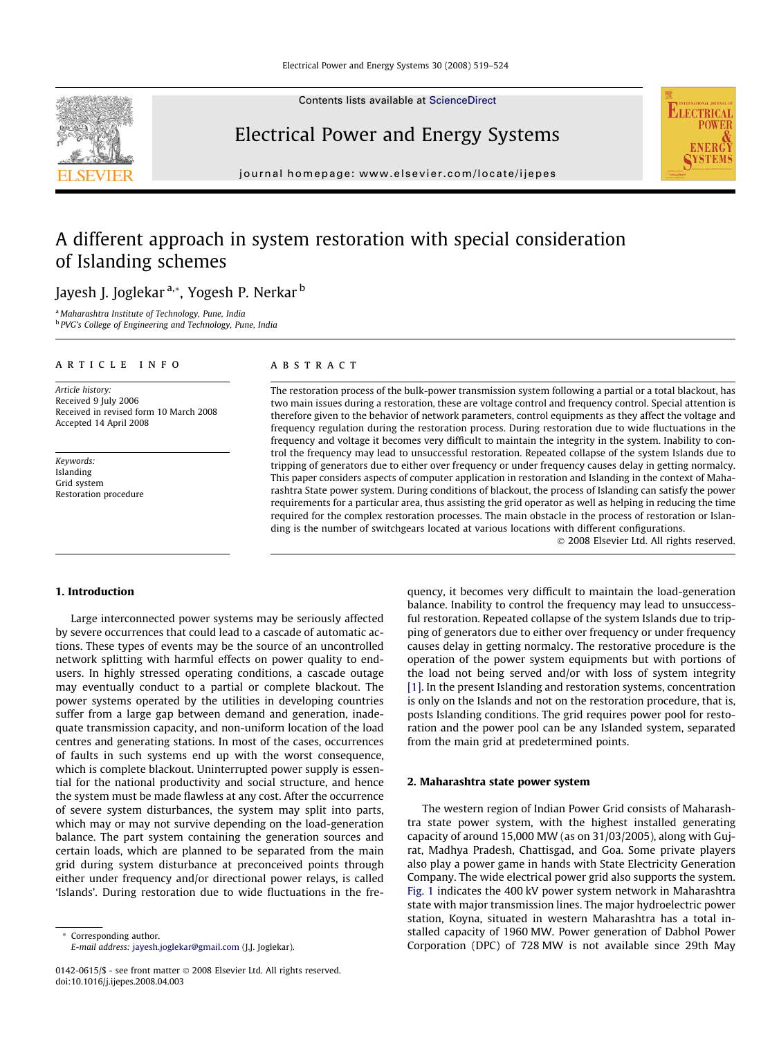# A different approach in system restoration with special consideration of Islanding schemes

Jayesh J. Joglekar [a,*], Yogesh P. Nerkar [b]

[a] Maharashtra Institute of Technology, Pune, India
[b] PVG's College of Engineering and Technology, Pune, India

## ARTICLE INFO

*Article history:*
Received 9 July 2006
Received in revised form 10 March 2008
Accepted 14 April 2008

*Keywords:*
Islanding
Grid system
Restoration procedure

## ABSTRACT

The restoration process of the bulk-power transmission system following a partial or a total blackout, has two main issues during a restoration, these are voltage control and frequency control. Special attention is therefore given to the behavior of network parameters, control equipments as they affect the voltage and frequency regulation during the restoration process. During restoration due to wide fluctuations in the frequency and voltage it becomes very difficult to maintain the integrity in the system. Inability to control the frequency may lead to unsuccessful restoration. Repeated collapse of the system Islands due to tripping of generators due to either over frequency or under frequency causes delay in getting normalcy. This paper considers aspects of computer application in restoration and Islanding in the context of Maharashtra State power system. During conditions of blackout, the process of Islanding can satisfy the power requirements for a particular area, thus assisting the grid operator as well as helping in reducing the time required for the complex restoration processes. The main obstacle in the process of restoration or Islanding is the number of switchgears located at various locations with different configurations.

© 2008 Elsevier Ltd. All rights reserved.

## 1. Introduction

Large interconnected power systems may be seriously affected by severe occurrences that could lead to a cascade of automatic actions. These types of events may be the source of an uncontrolled network splitting with harmful effects on power quality to end-users. In highly stressed operating conditions, a cascade outage may eventually conduct to a partial or complete blackout. The power systems operated by the utilities in developing countries suffer from a large gap between demand and generation, inadequate transmission capacity, and non-uniform location of the load centres and generating stations. In most of the cases, occurrences of faults in such systems end up with the worst consequence, which is complete blackout. Uninterrupted power supply is essential for the national productivity and social structure, and hence the system must be made flawless at any cost. After the occurrence of severe system disturbances, the system may split into parts, which may or may not survive depending on the load-generation balance. The part system containing the generation sources and certain loads, which are planned to be separated from the main grid during system disturbance at preconceived points through either under frequency and/or directional power relays, is called 'Islands'. During restoration due to wide fluctuations in the frequency, it becomes very difficult to maintain the load-generation balance. Inability to control the frequency may lead to unsuccessful restoration. Repeated collapse of the system Islands due to tripping of generators due to either over frequency or under frequency causes delay in getting normalcy. The restorative procedure is the operation of the power system equipments but with portions of the load not being served and/or with loss of system integrity [1]. In the present Islanding and restoration systems, concentration is only on the Islands and not on the restoration procedure, that is, posts Islanding conditions. The grid requires power pool for restoration and the power pool can be any Islanded system, separated from the main grid at predetermined points.

## 2. Maharashtra state power system

The western region of Indian Power Grid consists of Maharashtra state power system, with the highest installed generating capacity of around 15,000 MW (as on 31/03/2005), along with Gujrat, Madhya Pradesh, Chattisgad, and Goa. Some private players also play a power game in hands with State Electricity Generation Company. The wide electrical power grid also supports the system. Fig. 1 indicates the 400 kV power system network in Maharashtra state with major transmission lines. The major hydroelectric power station, Koyna, situated in western Maharashtra has a total installed capacity of 1960 MW. Power generation of Dabhol Power Corporation (DPC) of 728 MW is not available since 29th May

* Corresponding author.
E-mail address: jayesh.joglekar@gmail.com (J.J. Joglekar).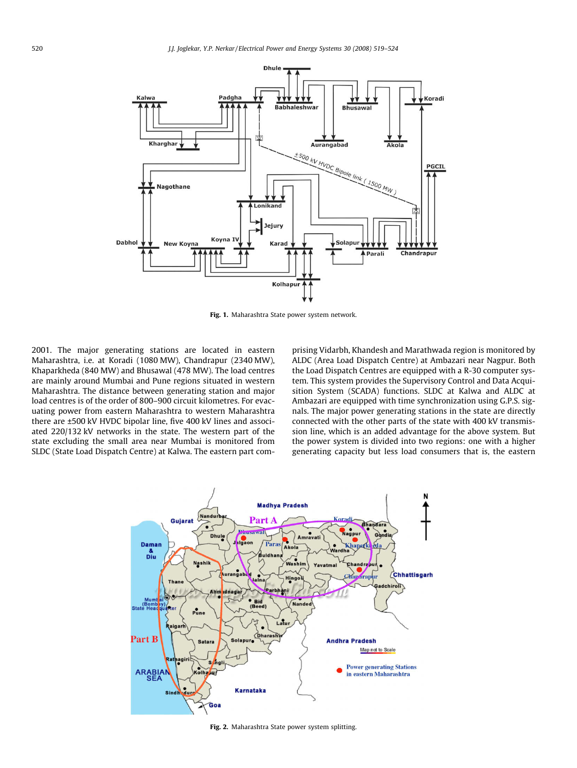Fig. 1. Maharashtra State power system network.

2001. The major generating stations are located in eastern Maharashtra, i.e. at Koradi (1080 MW), Chandrapur (2340 MW), Khaparkheda (840 MW) and Bhusawal (478 MW). The load centres are mainly around Mumbai and Pune regions situated in western Maharashtra. The distance between generating station and major load centres is of the order of 800–900 circuit kilometres. For evacuating power from eastern Maharashtra to western Maharashtra there are ±500 kV HVDC bipolar line, five 400 kV lines and associated 220/132 kV networks in the state. The western part of the state excluding the small area near Mumbai is monitored from SLDC (State Load Dispatch Centre) at Kalwa. The eastern part comprising Vidarbh, Khandesh and Marathwada region is monitored by ALDC (Area Load Dispatch Centre) at Ambazari near Nagpur. Both the Load Dispatch Centres are equipped with a R-30 computer system. This system provides the Supervisory Control and Data Acquisition System (SCADA) functions. SLDC at Kalwa and ALDC at Ambazari are equipped with time synchronization using G.P.S. signals. The major power generating stations in the state are directly connected with the other parts of the state with 400 kV transmission line, which is an added advantage for the above system. But the power system is divided into two regions: one with a higher generating capacity but less load consumers that is, the eastern

Fig. 2. Maharashtra State power system splitting.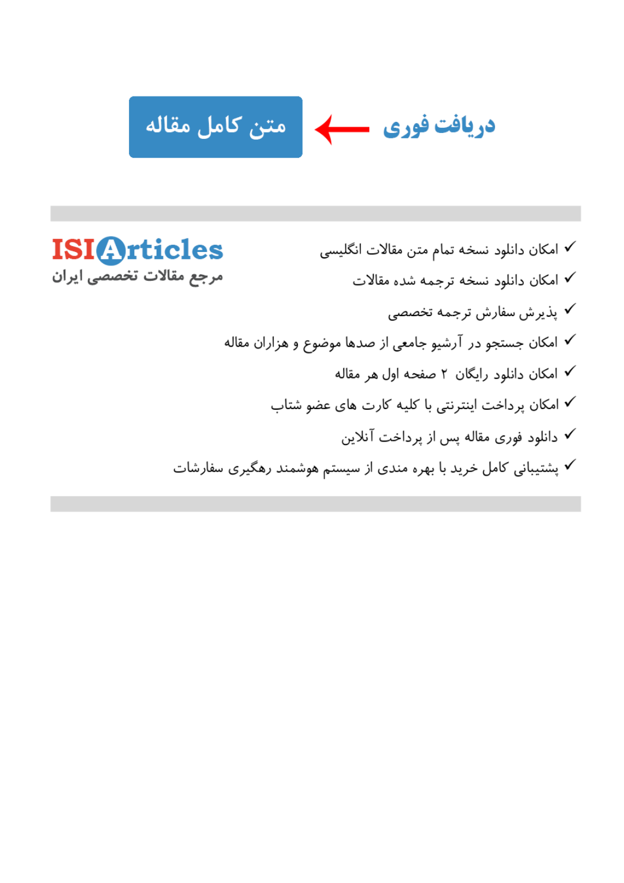دریافت فوری ← **متن کامل مقاله**

**ISIArticles**
مرجع مقالات تخصصی ایران

- ✓ امکان دانلود نسخه تمام متن مقالات انگلیسی
- ✓ امکان دانلود نسخه ترجمه شده مقالات
- ✓ پذیرش سفارش ترجمه تخصصی
- ✓ امکان جستجو در آرشیو جامعی از صدها موضوع و هزاران مقاله
- ✓ امکان دانلود رایگان ۲ صفحه اول هر مقاله
- ✓ امکان پرداخت اینترنتی با کلیه کارت های عضو شتاب
- ✓ دانلود فوری مقاله پس از پرداخت آنلاین
- ✓ پشتیبانی کامل خرید با بهره مندی از سیستم هوشمند رهگیری سفارشات